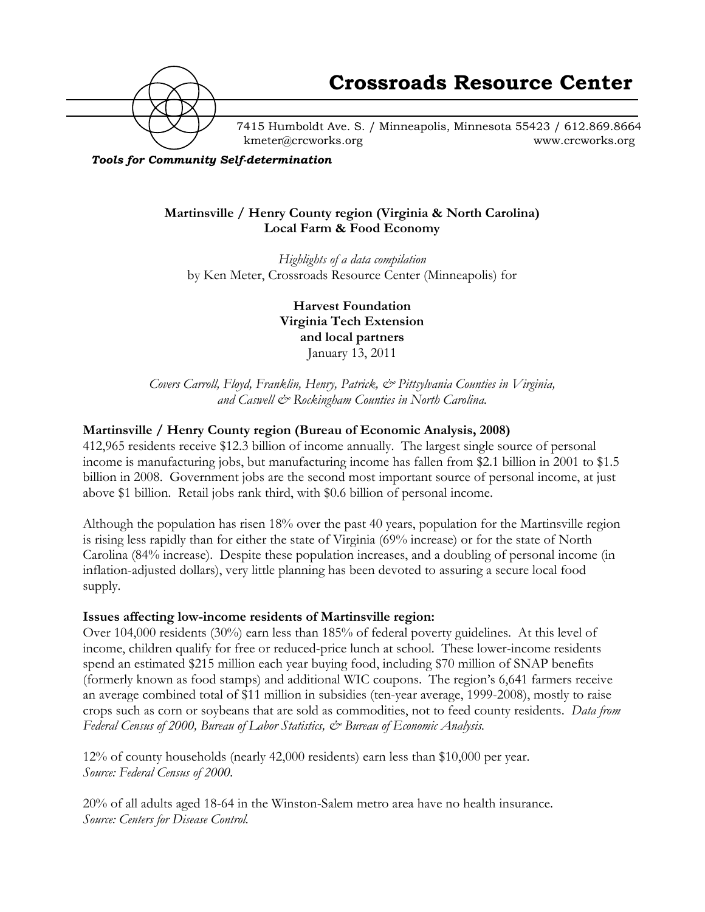# Crossroads Resource Center

7415 Humboldt Ave. S. / Minneapolis, Minnesota 55423 / 612.869.8664
kmeter@crcworks.org www.crcworks.org

*Tools for Community Self-determination*

**Martinsville / Henry County region (Virginia & North Carolina)**
**Local Farm & Food Economy**

*Highlights of a data compilation*
by Ken Meter, Crossroads Resource Center (Minneapolis) for

**Harvest Foundation**
**Virginia Tech Extension**
**and local partners**
January 13, 2011

*Covers Carroll, Floyd, Franklin, Henry, Patrick, & Pittsylvania Counties in Virginia, and Caswell & Rockingham Counties in North Carolina.*

## Martinsville / Henry County region (Bureau of Economic Analysis, 2008)

412,965 residents receive $12.3 billion of income annually. The largest single source of personal income is manufacturing jobs, but manufacturing income has fallen from $2.1 billion in 2001 to $1.5 billion in 2008. Government jobs are the second most important source of personal income, at just above $1 billion. Retail jobs rank third, with $0.6 billion of personal income.

Although the population has risen 18% over the past 40 years, population for the Martinsville region is rising less rapidly than for either the state of Virginia (69% increase) or for the state of North Carolina (84% increase). Despite these population increases, and a doubling of personal income (in inflation-adjusted dollars), very little planning has been devoted to assuring a secure local food supply.

## Issues affecting low-income residents of Martinsville region:

Over 104,000 residents (30%) earn less than 185% of federal poverty guidelines. At this level of income, children qualify for free or reduced-price lunch at school. These lower-income residents spend an estimated $215 million each year buying food, including $70 million of SNAP benefits (formerly known as food stamps) and additional WIC coupons. The region's 6,641 farmers receive an average combined total of $11 million in subsidies (ten-year average, 1999-2008), mostly to raise crops such as corn or soybeans that are sold as commodities, not to feed county residents. *Data from Federal Census of 2000, Bureau of Labor Statistics, & Bureau of Economic Analysis.*

12% of county households (nearly 42,000 residents) earn less than $10,000 per year.
*Source: Federal Census of 2000.*

20% of all adults aged 18-64 in the Winston-Salem metro area have no health insurance.
*Source: Centers for Disease Control.*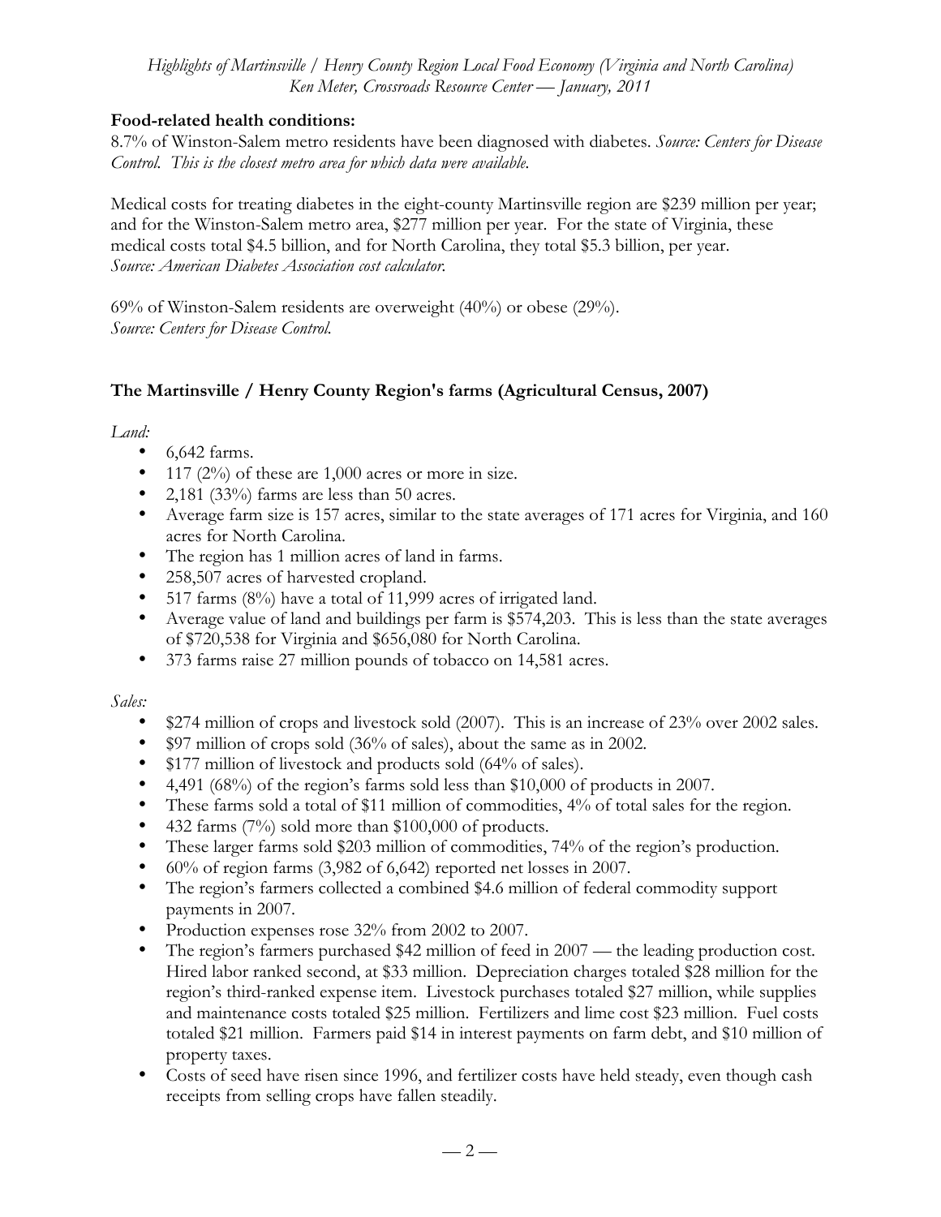**Food-related health conditions:**

8.7% of Winston-Salem metro residents have been diagnosed with diabetes. *Source: Centers for Disease Control. This is the closest metro area for which data were available.*

Medical costs for treating diabetes in the eight-county Martinsville region are $239 million per year; and for the Winston-Salem metro area, $277 million per year. For the state of Virginia, these medical costs total $4.5 billion, and for North Carolina, they total $5.3 billion, per year.
*Source: American Diabetes Association cost calculator.*

69% of Winston-Salem residents are overweight (40%) or obese (29%).
*Source: Centers for Disease Control.*

## The Martinsville / Henry County Region's farms (Agricultural Census, 2007)

*Land:*

- 6,642 farms.
- 117 (2%) of these are 1,000 acres or more in size.
- 2,181 (33%) farms are less than 50 acres.
- Average farm size is 157 acres, similar to the state averages of 171 acres for Virginia, and 160 acres for North Carolina.
- The region has 1 million acres of land in farms.
- 258,507 acres of harvested cropland.
- 517 farms (8%) have a total of 11,999 acres of irrigated land.
- Average value of land and buildings per farm is $574,203. This is less than the state averages of $720,538 for Virginia and $656,080 for North Carolina.
- 373 farms raise 27 million pounds of tobacco on 14,581 acres.

*Sales:*

- $274 million of crops and livestock sold (2007). This is an increase of 23% over 2002 sales.
- $97 million of crops sold (36% of sales), about the same as in 2002.
- $177 million of livestock and products sold (64% of sales).
- 4,491 (68%) of the region's farms sold less than $10,000 of products in 2007.
- These farms sold a total of $11 million of commodities, 4% of total sales for the region.
- 432 farms (7%) sold more than $100,000 of products.
- These larger farms sold $203 million of commodities, 74% of the region's production.
- 60% of region farms (3,982 of 6,642) reported net losses in 2007.
- The region's farmers collected a combined $4.6 million of federal commodity support payments in 2007.
- Production expenses rose 32% from 2002 to 2007.
- The region's farmers purchased $42 million of feed in 2007 — the leading production cost. Hired labor ranked second, at $33 million. Depreciation charges totaled $28 million for the region's third-ranked expense item. Livestock purchases totaled $27 million, while supplies and maintenance costs totaled $25 million. Fertilizers and lime cost $23 million. Fuel costs totaled $21 million. Farmers paid $14 in interest payments on farm debt, and $10 million of property taxes.
- Costs of seed have risen since 1996, and fertilizer costs have held steady, even though cash receipts from selling crops have fallen steadily.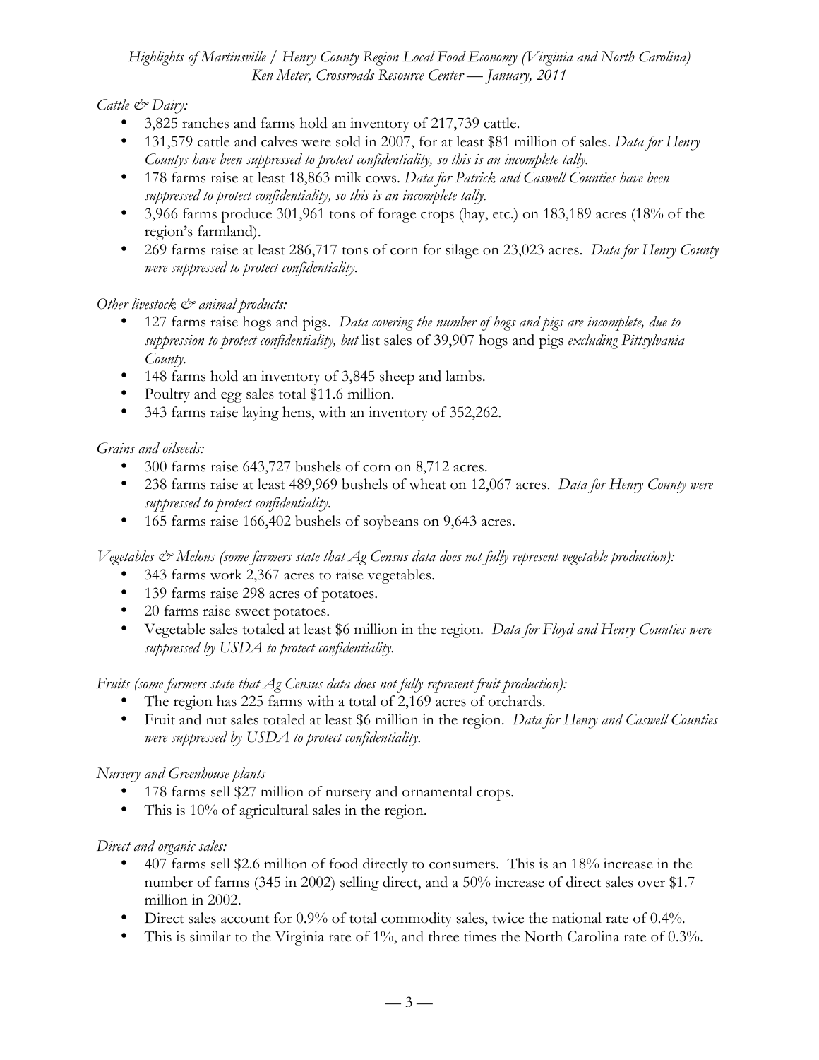*Cattle & Dairy:*

- 3,825 ranches and farms hold an inventory of 217,739 cattle.
- 131,579 cattle and calves were sold in 2007, for at least $81 million of sales. *Data for Henry Countys have been suppressed to protect confidentiality, so this is an incomplete tally.*
- 178 farms raise at least 18,863 milk cows. *Data for Patrick and Caswell Counties have been suppressed to protect confidentiality, so this is an incomplete tally.*
- 3,966 farms produce 301,961 tons of forage crops (hay, etc.) on 183,189 acres (18% of the region's farmland).
- 269 farms raise at least 286,717 tons of corn for silage on 23,023 acres. *Data for Henry County were suppressed to protect confidentiality.*

*Other livestock & animal products:*

- 127 farms raise hogs and pigs. *Data covering the number of hogs and pigs are incomplete, due to suppression to protect confidentiality, but* list sales of 39,907 hogs and pigs *excluding Pittsylvania County.*
- 148 farms hold an inventory of 3,845 sheep and lambs.
- Poultry and egg sales total $11.6 million.
- 343 farms raise laying hens, with an inventory of 352,262.

*Grains and oilseeds:*

- 300 farms raise 643,727 bushels of corn on 8,712 acres.
- 238 farms raise at least 489,969 bushels of wheat on 12,067 acres. *Data for Henry County were suppressed to protect confidentiality.*
- 165 farms raise 166,402 bushels of soybeans on 9,643 acres.

*Vegetables & Melons (some farmers state that Ag Census data does not fully represent vegetable production):*

- 343 farms work 2,367 acres to raise vegetables.
- 139 farms raise 298 acres of potatoes.
- 20 farms raise sweet potatoes.
- Vegetable sales totaled at least $6 million in the region. *Data for Floyd and Henry Counties were suppressed by USDA to protect confidentiality.*

*Fruits (some farmers state that Ag Census data does not fully represent fruit production):*

- The region has 225 farms with a total of 2,169 acres of orchards.
- Fruit and nut sales totaled at least $6 million in the region. *Data for Henry and Caswell Counties were suppressed by USDA to protect confidentiality.*

*Nursery and Greenhouse plants*

- 178 farms sell $27 million of nursery and ornamental crops.
- This is 10% of agricultural sales in the region.

*Direct and organic sales:*

- 407 farms sell $2.6 million of food directly to consumers. This is an 18% increase in the number of farms (345 in 2002) selling direct, and a 50% increase of direct sales over $1.7 million in 2002.
- Direct sales account for 0.9% of total commodity sales, twice the national rate of 0.4%.
- This is similar to the Virginia rate of 1%, and three times the North Carolina rate of 0.3%.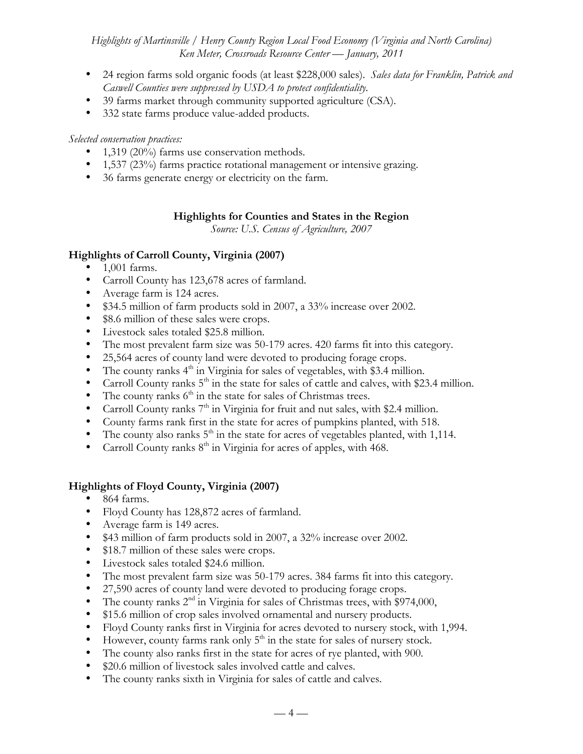- 24 region farms sold organic foods (at least $228,000 sales). *Sales data for Franklin, Patrick and Caswell Counties were suppressed by USDA to protect confidentiality.*
- 39 farms market through community supported agriculture (CSA).
- 332 state farms produce value-added products.

*Selected conservation practices:*

- 1,319 (20%) farms use conservation methods.
- 1,537 (23%) farms practice rotational management or intensive grazing.
- 36 farms generate energy or electricity on the farm.

## Highlights for Counties and States in the Region

*Source: U.S. Census of Agriculture, 2007*

### Highlights of Carroll County, Virginia (2007)

- 1,001 farms.
- Carroll County has 123,678 acres of farmland.
- Average farm is 124 acres.
- $34.5 million of farm products sold in 2007, a 33% increase over 2002.
- $8.6 million of these sales were crops.
- Livestock sales totaled $25.8 million.
- The most prevalent farm size was 50-179 acres. 420 farms fit into this category.
- 25,564 acres of county land were devoted to producing forage crops.
- The county ranks 4th in Virginia for sales of vegetables, with $3.4 million.
- Carroll County ranks 5th in the state for sales of cattle and calves, with $23.4 million.
- The county ranks 6th in the state for sales of Christmas trees.
- Carroll County ranks 7th in Virginia for fruit and nut sales, with $2.4 million.
- County farms rank first in the state for acres of pumpkins planted, with 518.
- The county also ranks 5th in the state for acres of vegetables planted, with 1,114.
- Carroll County ranks 8th in Virginia for acres of apples, with 468.

### Highlights of Floyd County, Virginia (2007)

- 864 farms.
- Floyd County has 128,872 acres of farmland.
- Average farm is 149 acres.
- $43 million of farm products sold in 2007, a 32% increase over 2002.
- $18.7 million of these sales were crops.
- Livestock sales totaled $24.6 million.
- The most prevalent farm size was 50-179 acres. 384 farms fit into this category.
- 27,590 acres of county land were devoted to producing forage crops.
- The county ranks 2nd in Virginia for sales of Christmas trees, with $974,000,
- $15.6 million of crop sales involved ornamental and nursery products.
- Floyd County ranks first in Virginia for acres devoted to nursery stock, with 1,994.
- However, county farms rank only 5th in the state for sales of nursery stock.
- The county also ranks first in the state for acres of rye planted, with 900.
- $20.6 million of livestock sales involved cattle and calves.
- The county ranks sixth in Virginia for sales of cattle and calves.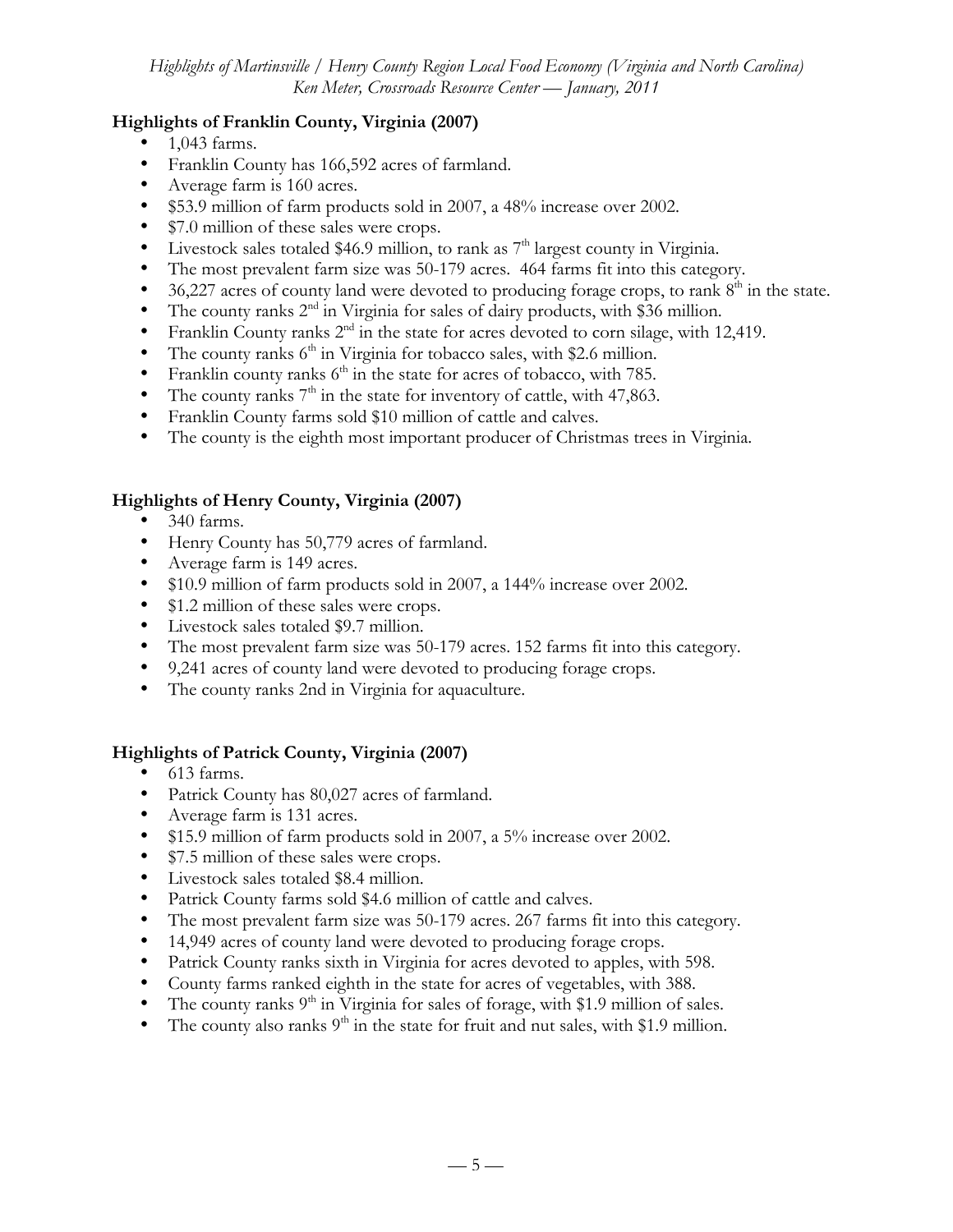### Highlights of Franklin County, Virginia (2007)

- 1,043 farms.
- Franklin County has 166,592 acres of farmland.
- Average farm is 160 acres.
- $53.9 million of farm products sold in 2007, a 48% increase over 2002.
- $7.0 million of these sales were crops.
- Livestock sales totaled $46.9 million, to rank as 7th largest county in Virginia.
- The most prevalent farm size was 50-179 acres. 464 farms fit into this category.
- 36,227 acres of county land were devoted to producing forage crops, to rank 8th in the state.
- The county ranks 2nd in Virginia for sales of dairy products, with $36 million.
- Franklin County ranks 2nd in the state for acres devoted to corn silage, with 12,419.
- The county ranks 6th in Virginia for tobacco sales, with $2.6 million.
- Franklin county ranks 6th in the state for acres of tobacco, with 785.
- The county ranks 7th in the state for inventory of cattle, with 47,863.
- Franklin County farms sold $10 million of cattle and calves.
- The county is the eighth most important producer of Christmas trees in Virginia.

### Highlights of Henry County, Virginia (2007)

- 340 farms.
- Henry County has 50,779 acres of farmland.
- Average farm is 149 acres.
- $10.9 million of farm products sold in 2007, a 144% increase over 2002.
- $1.2 million of these sales were crops.
- Livestock sales totaled $9.7 million.
- The most prevalent farm size was 50-179 acres. 152 farms fit into this category.
- 9,241 acres of county land were devoted to producing forage crops.
- The county ranks 2nd in Virginia for aquaculture.

### Highlights of Patrick County, Virginia (2007)

- 613 farms.
- Patrick County has 80,027 acres of farmland.
- Average farm is 131 acres.
- $15.9 million of farm products sold in 2007, a 5% increase over 2002.
- $7.5 million of these sales were crops.
- Livestock sales totaled $8.4 million.
- Patrick County farms sold $4.6 million of cattle and calves.
- The most prevalent farm size was 50-179 acres. 267 farms fit into this category.
- 14,949 acres of county land were devoted to producing forage crops.
- Patrick County ranks sixth in Virginia for acres devoted to apples, with 598.
- County farms ranked eighth in the state for acres of vegetables, with 388.
- The county ranks 9th in Virginia for sales of forage, with $1.9 million of sales.
- The county also ranks 9th in the state for fruit and nut sales, with $1.9 million.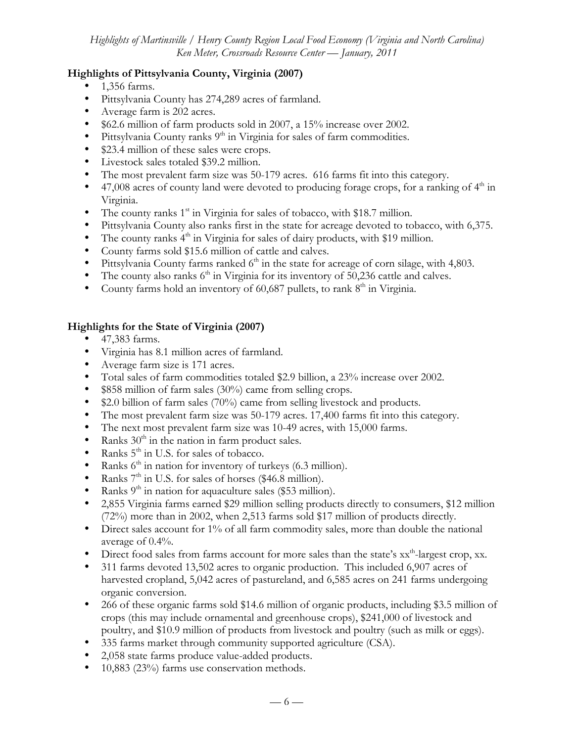## Highlights of Pittsylvania County, Virginia (2007)

- 1,356 farms.
- Pittsylvania County has 274,289 acres of farmland.
- Average farm is 202 acres.
- \$62.6 million of farm products sold in 2007, a 15% increase over 2002.
- Pittsylvania County ranks 9th in Virginia for sales of farm commodities.
- \$23.4 million of these sales were crops.
- Livestock sales totaled \$39.2 million.
- The most prevalent farm size was 50-179 acres. 616 farms fit into this category.
- 47,008 acres of county land were devoted to producing forage crops, for a ranking of 4th in Virginia.
- The county ranks 1st in Virginia for sales of tobacco, with \$18.7 million.
- Pittsylvania County also ranks first in the state for acreage devoted to tobacco, with 6,375.
- The county ranks 4th in Virginia for sales of dairy products, with \$19 million.
- County farms sold \$15.6 million of cattle and calves.
- Pittsylvania County farms ranked 6th in the state for acreage of corn silage, with 4,803.
- The county also ranks 6th in Virginia for its inventory of 50,236 cattle and calves.
- County farms hold an inventory of 60,687 pullets, to rank 8th in Virginia.

## Highlights for the State of Virginia (2007)

- 47,383 farms.
- Virginia has 8.1 million acres of farmland.
- Average farm size is 171 acres.
- Total sales of farm commodities totaled \$2.9 billion, a 23% increase over 2002.
- \$858 million of farm sales (30%) came from selling crops.
- \$2.0 billion of farm sales (70%) came from selling livestock and products.
- The most prevalent farm size was 50-179 acres. 17,400 farms fit into this category.
- The next most prevalent farm size was 10-49 acres, with 15,000 farms.
- Ranks 30th in the nation in farm product sales.
- Ranks 5th in U.S. for sales of tobacco.
- Ranks 6th in nation for inventory of turkeys (6.3 million).
- Ranks 7th in U.S. for sales of horses (\$46.8 million).
- Ranks 9th in nation for aquaculture sales (\$53 million).
- 2,855 Virginia farms earned \$29 million selling products directly to consumers, \$12 million (72%) more than in 2002, when 2,513 farms sold \$17 million of products directly.
- Direct sales account for 1% of all farm commodity sales, more than double the national average of 0.4%.
- Direct food sales from farms account for more sales than the state's xxth-largest crop, xx.
- 311 farms devoted 13,502 acres to organic production. This included 6,907 acres of harvested cropland, 5,042 acres of pastureland, and 6,585 acres on 241 farms undergoing organic conversion.
- 266 of these organic farms sold \$14.6 million of organic products, including \$3.5 million of crops (this may include ornamental and greenhouse crops), \$241,000 of livestock and poultry, and \$10.9 million of products from livestock and poultry (such as milk or eggs).
- 335 farms market through community supported agriculture (CSA).
- 2,058 state farms produce value-added products.
- 10,883 (23%) farms use conservation methods.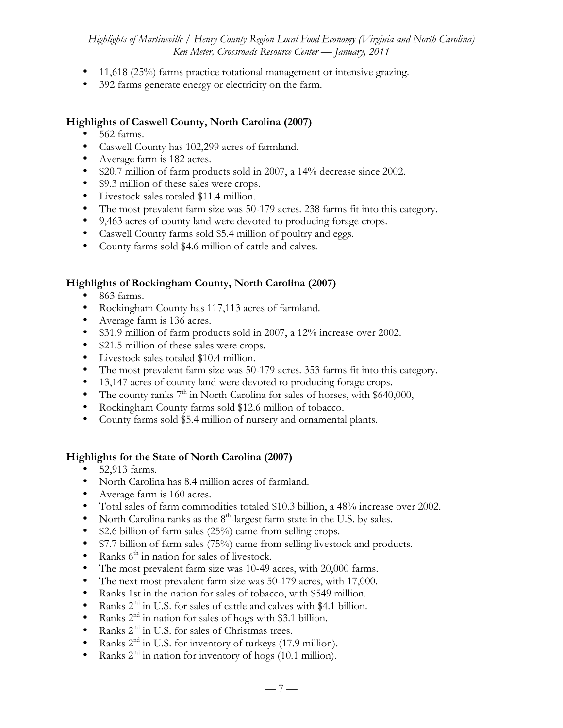- 11,618 (25%) farms practice rotational management or intensive grazing.
- 392 farms generate energy or electricity on the farm.

### Highlights of Caswell County, North Carolina (2007)

- 562 farms.
- Caswell County has 102,299 acres of farmland.
- Average farm is 182 acres.
- \$20.7 million of farm products sold in 2007, a 14% decrease since 2002.
- \$9.3 million of these sales were crops.
- Livestock sales totaled \$11.4 million.
- The most prevalent farm size was 50-179 acres. 238 farms fit into this category.
- 9,463 acres of county land were devoted to producing forage crops.
- Caswell County farms sold \$5.4 million of poultry and eggs.
- County farms sold \$4.6 million of cattle and calves.

### Highlights of Rockingham County, North Carolina (2007)

- 863 farms.
- Rockingham County has 117,113 acres of farmland.
- Average farm is 136 acres.
- \$31.9 million of farm products sold in 2007, a 12% increase over 2002.
- \$21.5 million of these sales were crops.
- Livestock sales totaled \$10.4 million.
- The most prevalent farm size was 50-179 acres. 353 farms fit into this category.
- 13,147 acres of county land were devoted to producing forage crops.
- The county ranks 7th in North Carolina for sales of horses, with \$640,000,
- Rockingham County farms sold \$12.6 million of tobacco.
- County farms sold \$5.4 million of nursery and ornamental plants.

### Highlights for the State of North Carolina (2007)

- 52,913 farms.
- North Carolina has 8.4 million acres of farmland.
- Average farm is 160 acres.
- Total sales of farm commodities totaled \$10.3 billion, a 48% increase over 2002.
- North Carolina ranks as the 8th-largest farm state in the U.S. by sales.
- \$2.6 billion of farm sales (25%) came from selling crops.
- \$7.7 billion of farm sales (75%) came from selling livestock and products.
- Ranks 6th in nation for sales of livestock.
- The most prevalent farm size was 10-49 acres, with 20,000 farms.
- The next most prevalent farm size was 50-179 acres, with 17,000.
- Ranks 1st in the nation for sales of tobacco, with \$549 million.
- Ranks 2nd in U.S. for sales of cattle and calves with \$4.1 billion.
- Ranks 2nd in nation for sales of hogs with \$3.1 billion.
- Ranks 2nd in U.S. for sales of Christmas trees.
- Ranks 2nd in U.S. for inventory of turkeys (17.9 million).
- Ranks 2nd in nation for inventory of hogs (10.1 million).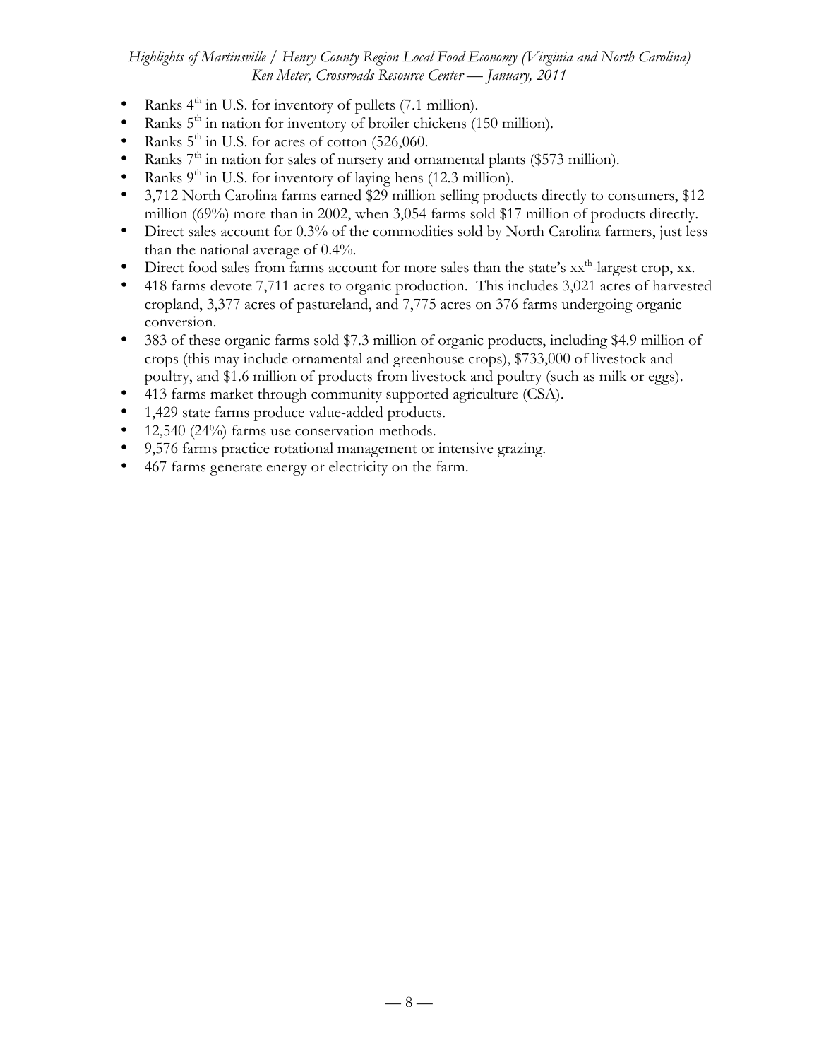- Ranks 4th in U.S. for inventory of pullets (7.1 million).
- Ranks 5th in nation for inventory of broiler chickens (150 million).
- Ranks 5th in U.S. for acres of cotton (526,060.
- Ranks 7th in nation for sales of nursery and ornamental plants ($573 million).
- Ranks 9th in U.S. for inventory of laying hens (12.3 million).
- 3,712 North Carolina farms earned $29 million selling products directly to consumers, $12 million (69%) more than in 2002, when 3,054 farms sold $17 million of products directly.
- Direct sales account for 0.3% of the commodities sold by North Carolina farmers, just less than the national average of 0.4%.
- Direct food sales from farms account for more sales than the state's xxth-largest crop, xx.
- 418 farms devote 7,711 acres to organic production. This includes 3,021 acres of harvested cropland, 3,377 acres of pastureland, and 7,775 acres on 376 farms undergoing organic conversion.
- 383 of these organic farms sold $7.3 million of organic products, including $4.9 million of crops (this may include ornamental and greenhouse crops), $733,000 of livestock and poultry, and $1.6 million of products from livestock and poultry (such as milk or eggs).
- 413 farms market through community supported agriculture (CSA).
- 1,429 state farms produce value-added products.
- 12,540 (24%) farms use conservation methods.
- 9,576 farms practice rotational management or intensive grazing.
- 467 farms generate energy or electricity on the farm.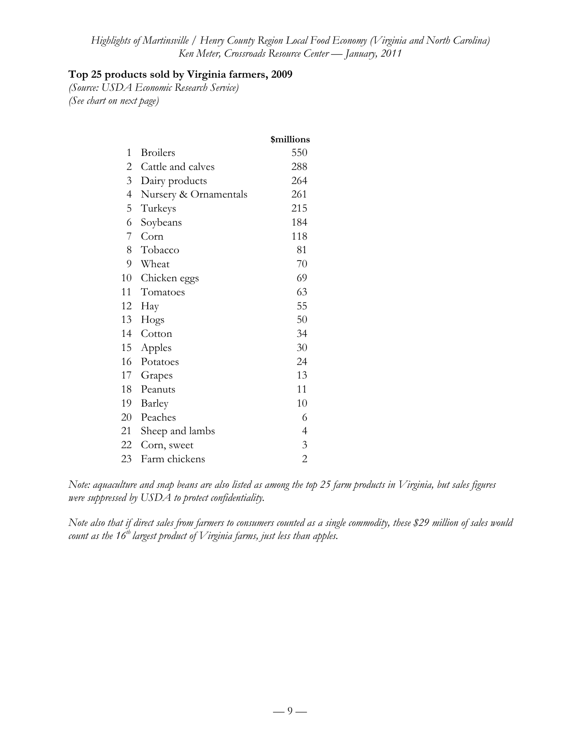**Top 25 products sold by Virginia farmers, 2009**

*(Source: USDA Economic Research Service)*
*(See chart on next page)*

| | | $millions |
|---|---|---|
| 1 | Broilers | 550 |
| 2 | Cattle and calves | 288 |
| 3 | Dairy products | 264 |
| 4 | Nursery & Ornamentals | 261 |
| 5 | Turkeys | 215 |
| 6 | Soybeans | 184 |
| 7 | Corn | 118 |
| 8 | Tobacco | 81 |
| 9 | Wheat | 70 |
| 10 | Chicken eggs | 69 |
| 11 | Tomatoes | 63 |
| 12 | Hay | 55 |
| 13 | Hogs | 50 |
| 14 | Cotton | 34 |
| 15 | Apples | 30 |
| 16 | Potatoes | 24 |
| 17 | Grapes | 13 |
| 18 | Peanuts | 11 |
| 19 | Barley | 10 |
| 20 | Peaches | 6 |
| 21 | Sheep and lambs | 4 |
| 22 | Corn, sweet | 3 |
| 23 | Farm chickens | 2 |

*Note: aquaculture and snap beans are also listed as among the top 25 farm products in Virginia, but sales figures were suppressed by USDA to protect confidentiality.*

*Note also that if direct sales from farmers to consumers counted as a single commodity, these $29 million of sales would count as the 16th largest product of Virginia farms, just less than apples.*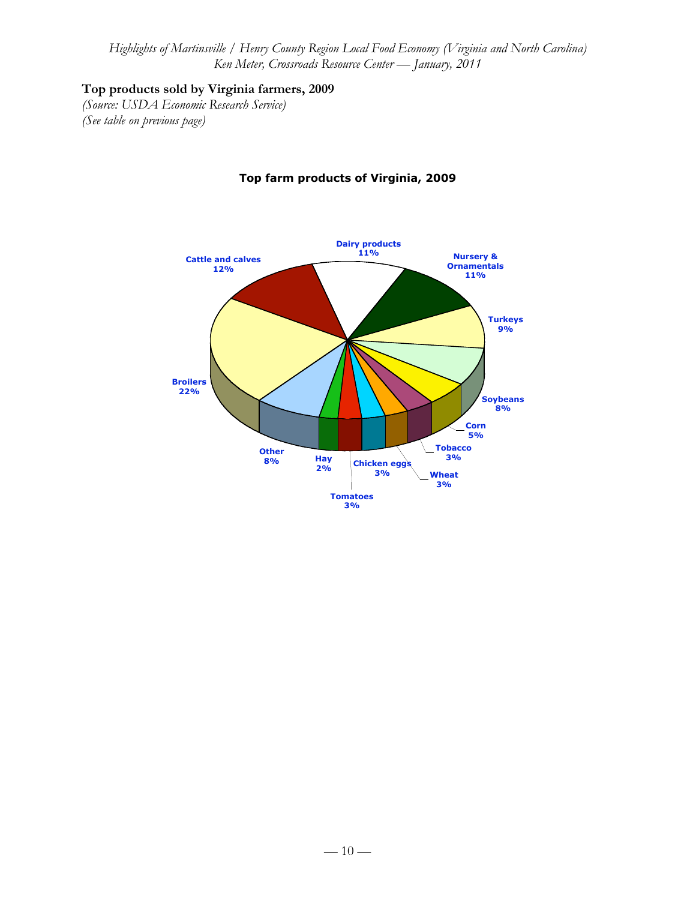**Top products sold by Virginia farmers, 2009**

*(Source: USDA Economic Research Service)*

*(See table on previous page)*

**Top farm products of Virginia, 2009**

| Product | Share |
| --- | --- |
| Broilers | 22% |
| Cattle and calves | 12% |
| Dairy products | 11% |
| Nursery & Ornamentals | 11% |
| Turkeys | 9% |
| Soybeans | 8% |
| Corn | 5% |
| Tobacco | 3% |
| Wheat | 3% |
| Chicken eggs | 3% |
| Tomatoes | 3% |
| Hay | 2% |
| Other | 8% |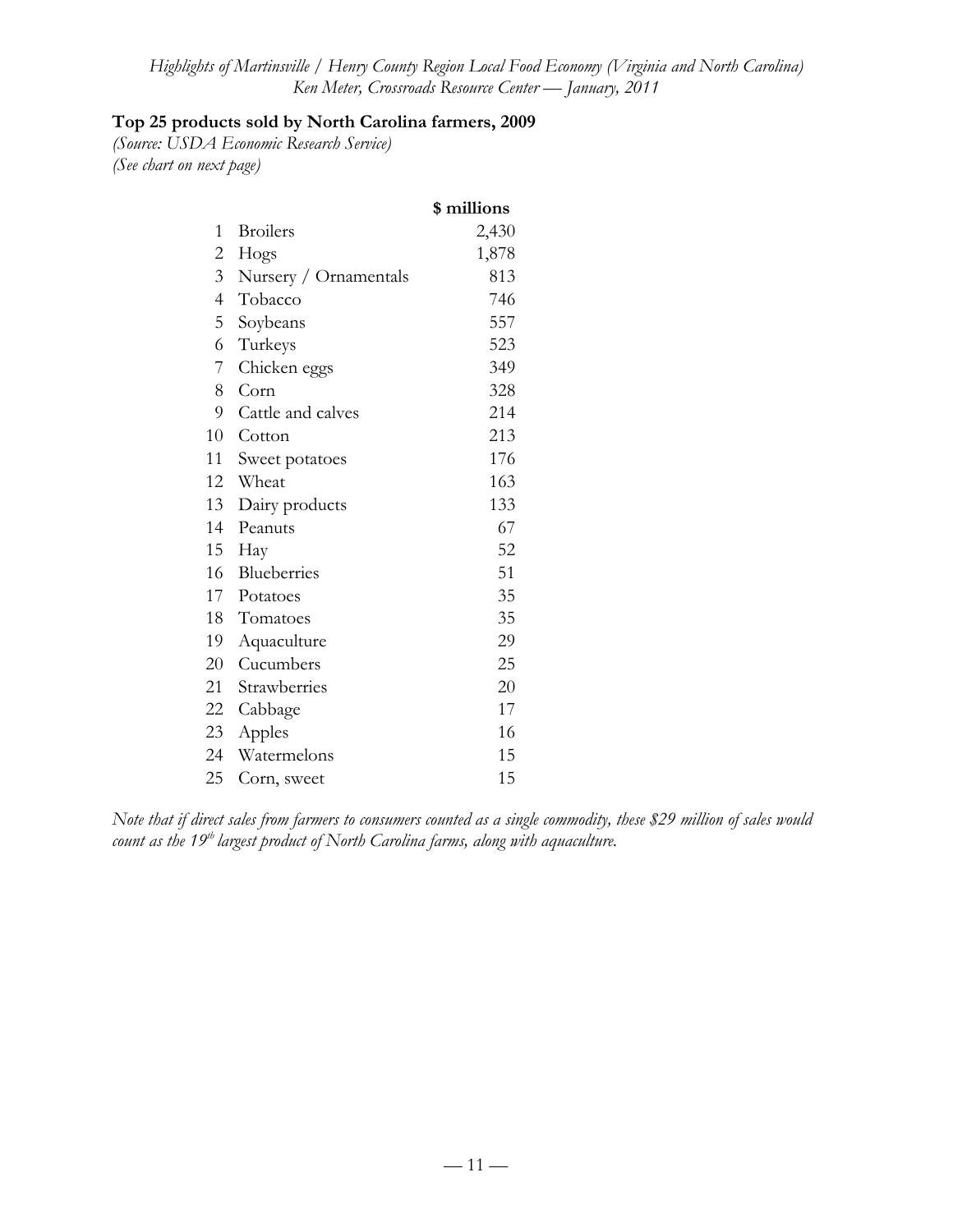**Top 25 products sold by North Carolina farmers, 2009**

*(Source: USDA Economic Research Service)*
*(See chart on next page)*

| | | $ millions |
|---|---|---|
| 1 | Broilers | 2,430 |
| 2 | Hogs | 1,878 |
| 3 | Nursery / Ornamentals | 813 |
| 4 | Tobacco | 746 |
| 5 | Soybeans | 557 |
| 6 | Turkeys | 523 |
| 7 | Chicken eggs | 349 |
| 8 | Corn | 328 |
| 9 | Cattle and calves | 214 |
| 10 | Cotton | 213 |
| 11 | Sweet potatoes | 176 |
| 12 | Wheat | 163 |
| 13 | Dairy products | 133 |
| 14 | Peanuts | 67 |
| 15 | Hay | 52 |
| 16 | Blueberries | 51 |
| 17 | Potatoes | 35 |
| 18 | Tomatoes | 35 |
| 19 | Aquaculture | 29 |
| 20 | Cucumbers | 25 |
| 21 | Strawberries | 20 |
| 22 | Cabbage | 17 |
| 23 | Apples | 16 |
| 24 | Watermelons | 15 |
| 25 | Corn, sweet | 15 |

*Note that if direct sales from farmers to consumers counted as a single commodity, these $29 million of sales would count as the 19th largest product of North Carolina farms, along with aquaculture.*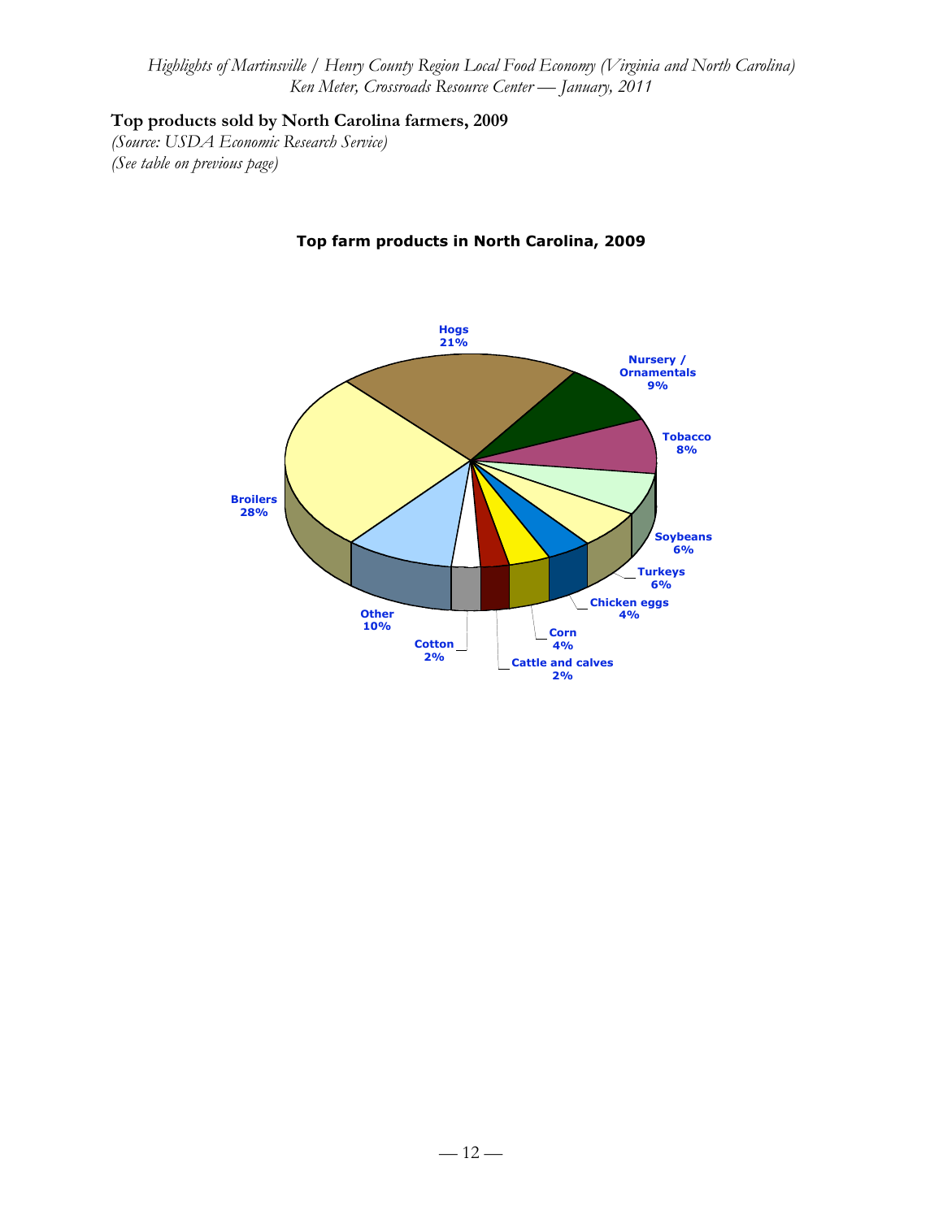**Top products sold by North Carolina farmers, 2009**

*(Source: USDA Economic Research Service)*

*(See table on previous page)*

**Top farm products in North Carolina, 2009**

Hogs 21%

Nursery / Ornamentals 9%

Tobacco 8%

Soybeans 6%

Turkeys 6%

Chicken eggs 4%

Corn 4%

Cattle and calves 2%

Cotton 2%

Other 10%

Broilers 28%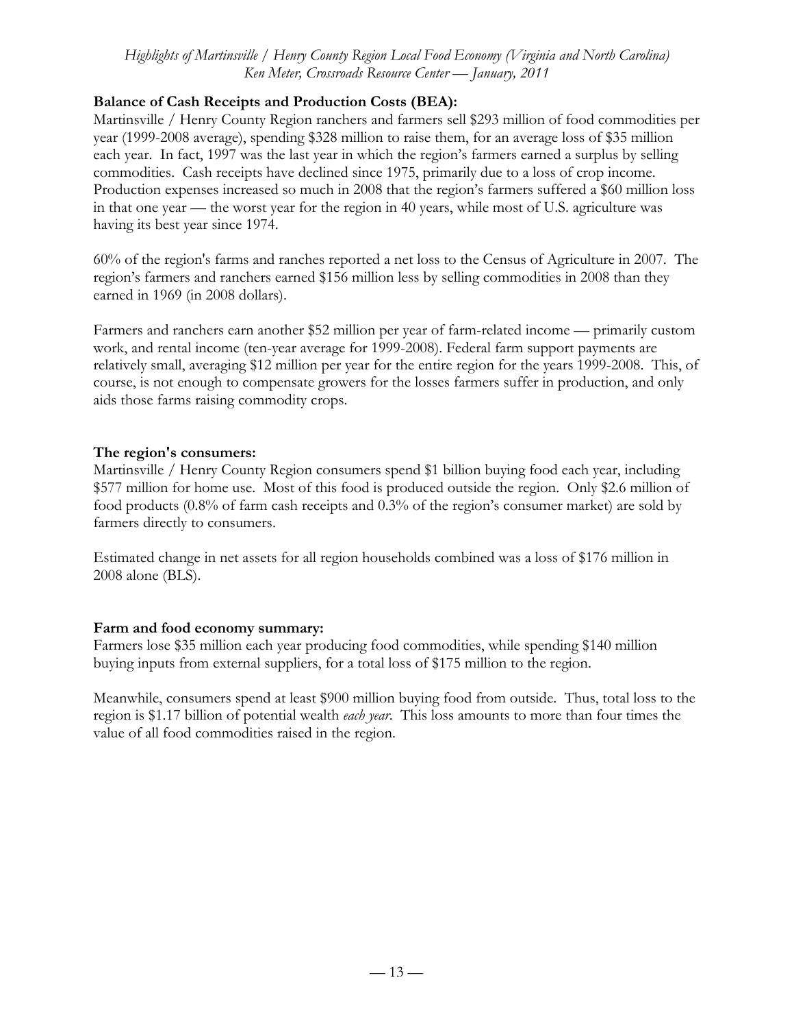**Balance of Cash Receipts and Production Costs (BEA):**

Martinsville / Henry County Region ranchers and farmers sell $293 million of food commodities per year (1999-2008 average), spending $328 million to raise them, for an average loss of $35 million each year. In fact, 1997 was the last year in which the region's farmers earned a surplus by selling commodities. Cash receipts have declined since 1975, primarily due to a loss of crop income. Production expenses increased so much in 2008 that the region's farmers suffered a $60 million loss in that one year — the worst year for the region in 40 years, while most of U.S. agriculture was having its best year since 1974.

60% of the region's farms and ranches reported a net loss to the Census of Agriculture in 2007. The region's farmers and ranchers earned $156 million less by selling commodities in 2008 than they earned in 1969 (in 2008 dollars).

Farmers and ranchers earn another $52 million per year of farm-related income — primarily custom work, and rental income (ten-year average for 1999-2008). Federal farm support payments are relatively small, averaging $12 million per year for the entire region for the years 1999-2008. This, of course, is not enough to compensate growers for the losses farmers suffer in production, and only aids those farms raising commodity crops.

**The region's consumers:**

Martinsville / Henry County Region consumers spend $1 billion buying food each year, including $577 million for home use. Most of this food is produced outside the region. Only $2.6 million of food products (0.8% of farm cash receipts and 0.3% of the region's consumer market) are sold by farmers directly to consumers.

Estimated change in net assets for all region households combined was a loss of $176 million in 2008 alone (BLS).

**Farm and food economy summary:**

Farmers lose $35 million each year producing food commodities, while spending $140 million buying inputs from external suppliers, for a total loss of $175 million to the region.

Meanwhile, consumers spend at least $900 million buying food from outside. Thus, total loss to the region is $1.17 billion of potential wealth *each year*. This loss amounts to more than four times the value of all food commodities raised in the region.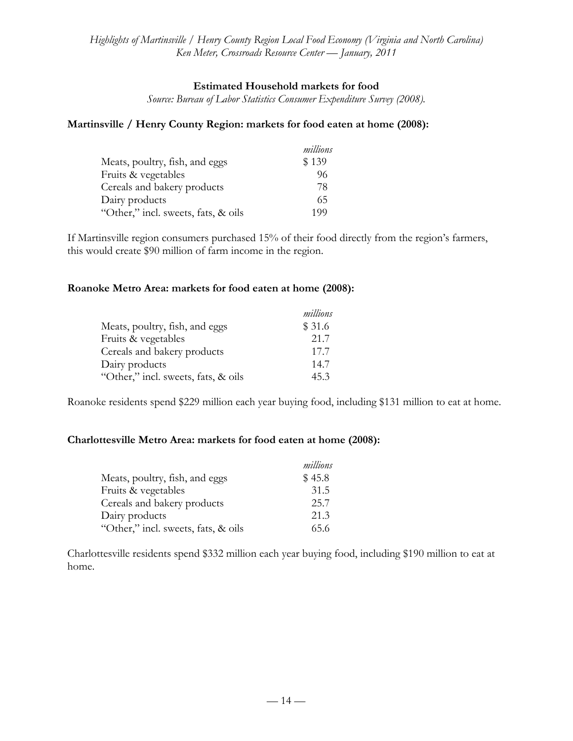## Estimated Household markets for food

*Source: Bureau of Labor Statistics Consumer Expenditure Survey (2008).*

### Martinsville / Henry County Region: markets for food eaten at home (2008):

| | *millions* |
|---|---|
| Meats, poultry, fish, and eggs | $ 139 |
| Fruits & vegetables | 96 |
| Cereals and bakery products | 78 |
| Dairy products | 65 |
| "Other," incl. sweets, fats, & oils | 199 |

If Martinsville region consumers purchased 15% of their food directly from the region's farmers, this would create $90 million of farm income in the region.

### Roanoke Metro Area: markets for food eaten at home (2008):

| | *millions* |
|---|---|
| Meats, poultry, fish, and eggs | $ 31.6 |
| Fruits & vegetables | 21.7 |
| Cereals and bakery products | 17.7 |
| Dairy products | 14.7 |
| "Other," incl. sweets, fats, & oils | 45.3 |

Roanoke residents spend $229 million each year buying food, including $131 million to eat at home.

### Charlottesville Metro Area: markets for food eaten at home (2008):

| | *millions* |
|---|---|
| Meats, poultry, fish, and eggs | $ 45.8 |
| Fruits & vegetables | 31.5 |
| Cereals and bakery products | 25.7 |
| Dairy products | 21.3 |
| "Other," incl. sweets, fats, & oils | 65.6 |

Charlottesville residents spend $332 million each year buying food, including $190 million to eat at home.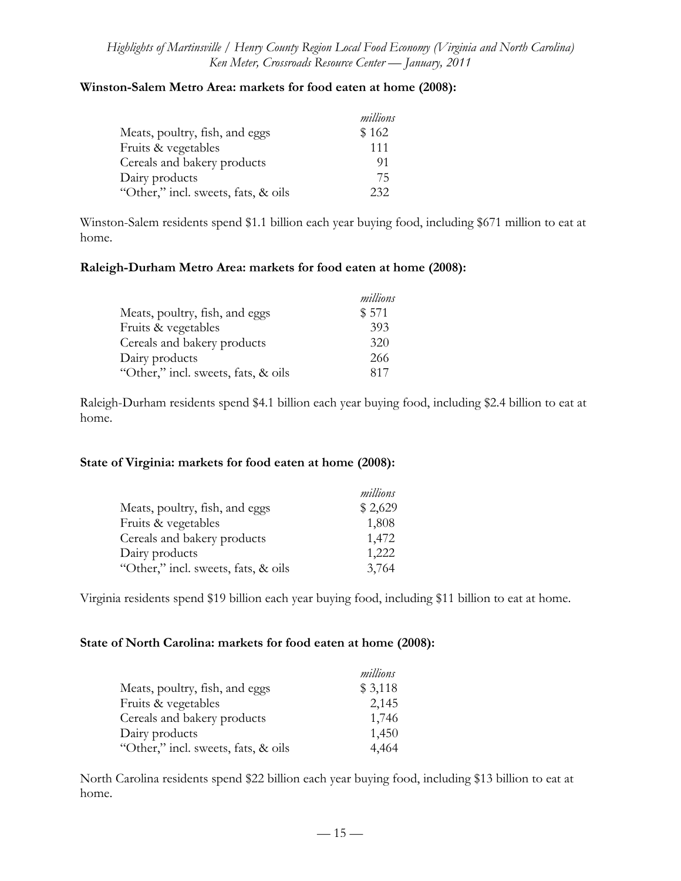**Winston-Salem Metro Area: markets for food eaten at home (2008):**

| | *millions* |
|---|---|
| Meats, poultry, fish, and eggs | $ 162 |
| Fruits & vegetables | 111 |
| Cereals and bakery products | 91 |
| Dairy products | 75 |
| "Other," incl. sweets, fats, & oils | 232 |

Winston-Salem residents spend $1.1 billion each year buying food, including $671 million to eat at home.

**Raleigh-Durham Metro Area: markets for food eaten at home (2008):**

| | *millions* |
|---|---|
| Meats, poultry, fish, and eggs | $ 571 |
| Fruits & vegetables | 393 |
| Cereals and bakery products | 320 |
| Dairy products | 266 |
| "Other," incl. sweets, fats, & oils | 817 |

Raleigh-Durham residents spend $4.1 billion each year buying food, including $2.4 billion to eat at home.

**State of Virginia: markets for food eaten at home (2008):**

| | *millions* |
|---|---|
| Meats, poultry, fish, and eggs | $ 2,629 |
| Fruits & vegetables | 1,808 |
| Cereals and bakery products | 1,472 |
| Dairy products | 1,222 |
| "Other," incl. sweets, fats, & oils | 3,764 |

Virginia residents spend $19 billion each year buying food, including $11 billion to eat at home.

**State of North Carolina: markets for food eaten at home (2008):**

| | *millions* |
|---|---|
| Meats, poultry, fish, and eggs | $ 3,118 |
| Fruits & vegetables | 2,145 |
| Cereals and bakery products | 1,746 |
| Dairy products | 1,450 |
| "Other," incl. sweets, fats, & oils | 4,464 |

North Carolina residents spend $22 billion each year buying food, including $13 billion to eat at home.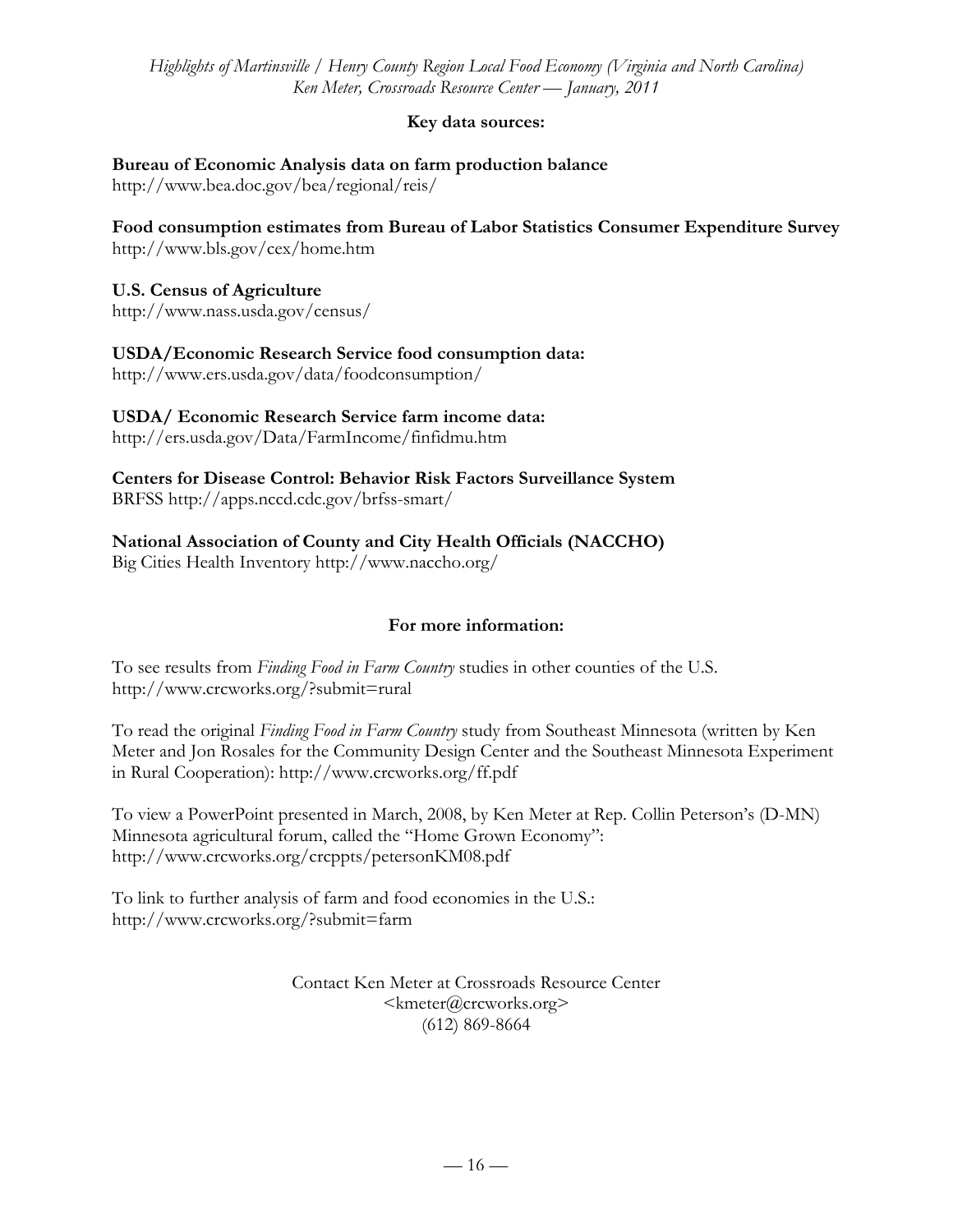### Key data sources:

**Bureau of Economic Analysis data on farm production balance**
http://www.bea.doc.gov/bea/regional/reis/

**Food consumption estimates from Bureau of Labor Statistics Consumer Expenditure Survey**
http://www.bls.gov/cex/home.htm

**U.S. Census of Agriculture**
http://www.nass.usda.gov/census/

**USDA/Economic Research Service food consumption data:**
http://www.ers.usda.gov/data/foodconsumption/

**USDA/ Economic Research Service farm income data:**
http://ers.usda.gov/Data/FarmIncome/finfidmu.htm

**Centers for Disease Control: Behavior Risk Factors Surveillance System**
BRFSS http://apps.nccd.cdc.gov/brfss-smart/

**National Association of County and City Health Officials (NACCHO)**
Big Cities Health Inventory http://www.naccho.org/

### For more information:

To see results from *Finding Food in Farm Country* studies in other counties of the U.S.
http://www.crcworks.org/?submit=rural

To read the original *Finding Food in Farm Country* study from Southeast Minnesota (written by Ken Meter and Jon Rosales for the Community Design Center and the Southeast Minnesota Experiment in Rural Cooperation): http://www.crcworks.org/ff.pdf

To view a PowerPoint presented in March, 2008, by Ken Meter at Rep. Collin Peterson's (D-MN) Minnesota agricultural forum, called the "Home Grown Economy":
http://www.crcworks.org/crcppts/petersonKM08.pdf

To link to further analysis of farm and food economies in the U.S.:
http://www.crcworks.org/?submit=farm

Contact Ken Meter at Crossroads Resource Center
<kmeter@crcworks.org>
(612) 869-8664